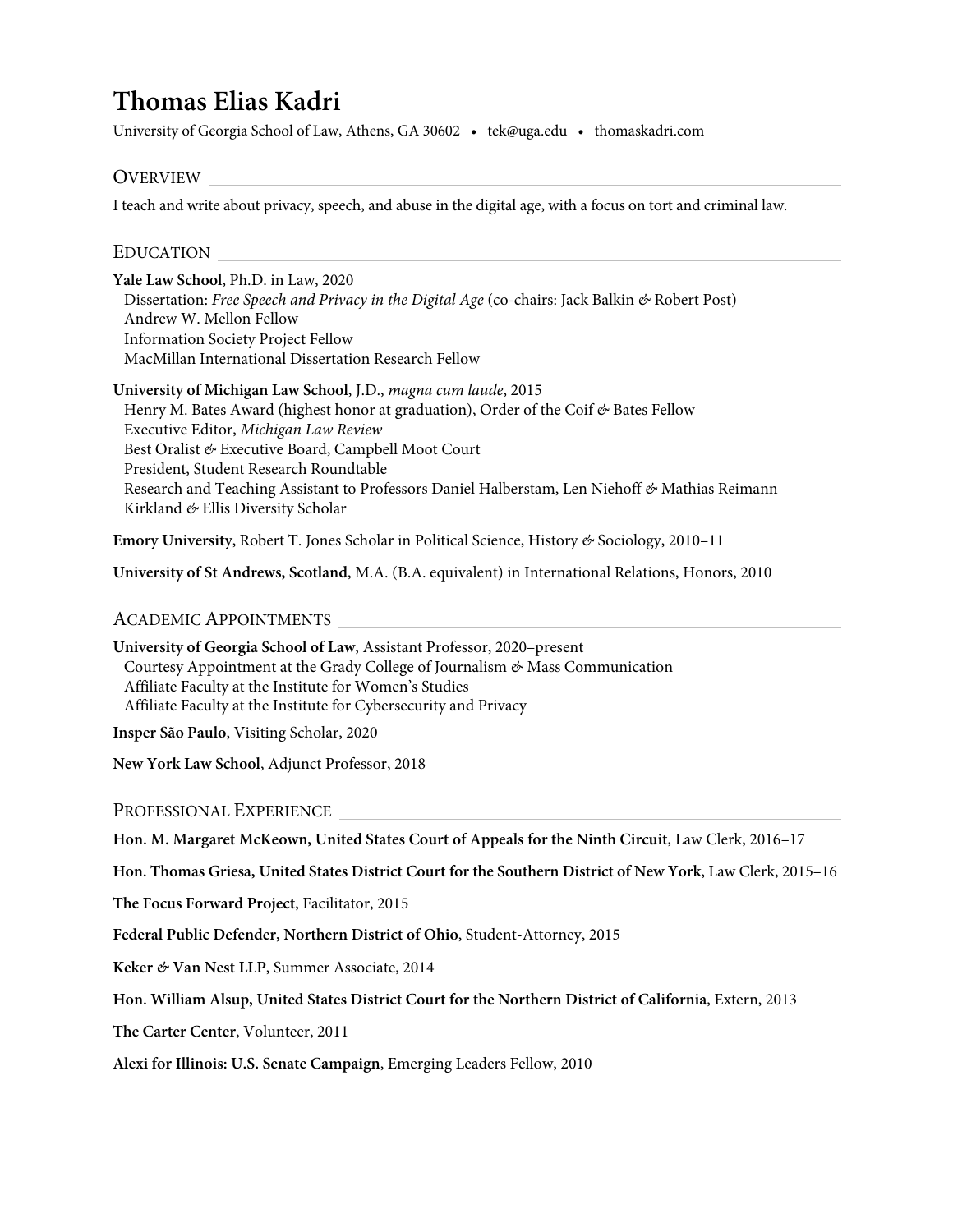# Thomas Elias Kadri

University of Georgia School of Law, Athens, GA 30602 • tek@uga.edu • thomaskadri.com

## Overview

I teach and write about privacy, speech, and abuse in the digital age, with a focus on tort and criminal law.

## Education

**Yale Law School**, Ph.D. in Law, 2020
- Dissertation: *Free Speech and Privacy in the Digital Age* (co-chairs: Jack Balkin & Robert Post)
- Andrew W. Mellon Fellow
- Information Society Project Fellow
- MacMillan International Dissertation Research Fellow

**University of Michigan Law School**, J.D., *magna cum laude*, 2015
- Henry M. Bates Award (highest honor at graduation), Order of the Coif & Bates Fellow
- Executive Editor, *Michigan Law Review*
- Best Oralist & Executive Board, Campbell Moot Court
- President, Student Research Roundtable
- Research and Teaching Assistant to Professors Daniel Halberstam, Len Niehoff & Mathias Reimann
- Kirkland & Ellis Diversity Scholar

**Emory University**, Robert T. Jones Scholar in Political Science, History & Sociology, 2010–11

**University of St Andrews, Scotland**, M.A. (B.A. equivalent) in International Relations, Honors, 2010

## Academic Appointments

**University of Georgia School of Law**, Assistant Professor, 2020–present
- Courtesy Appointment at the Grady College of Journalism & Mass Communication
- Affiliate Faculty at the Institute for Women's Studies
- Affiliate Faculty at the Institute for Cybersecurity and Privacy

**Insper São Paulo**, Visiting Scholar, 2020

**New York Law School**, Adjunct Professor, 2018

## Professional Experience

**Hon. M. Margaret McKeown, United States Court of Appeals for the Ninth Circuit**, Law Clerk, 2016–17

**Hon. Thomas Griesa, United States District Court for the Southern District of New York**, Law Clerk, 2015–16

**The Focus Forward Project**, Facilitator, 2015

**Federal Public Defender, Northern District of Ohio**, Student-Attorney, 2015

**Keker & Van Nest LLP**, Summer Associate, 2014

**Hon. William Alsup, United States District Court for the Northern District of California**, Extern, 2013

**The Carter Center**, Volunteer, 2011

**Alexi for Illinois: U.S. Senate Campaign**, Emerging Leaders Fellow, 2010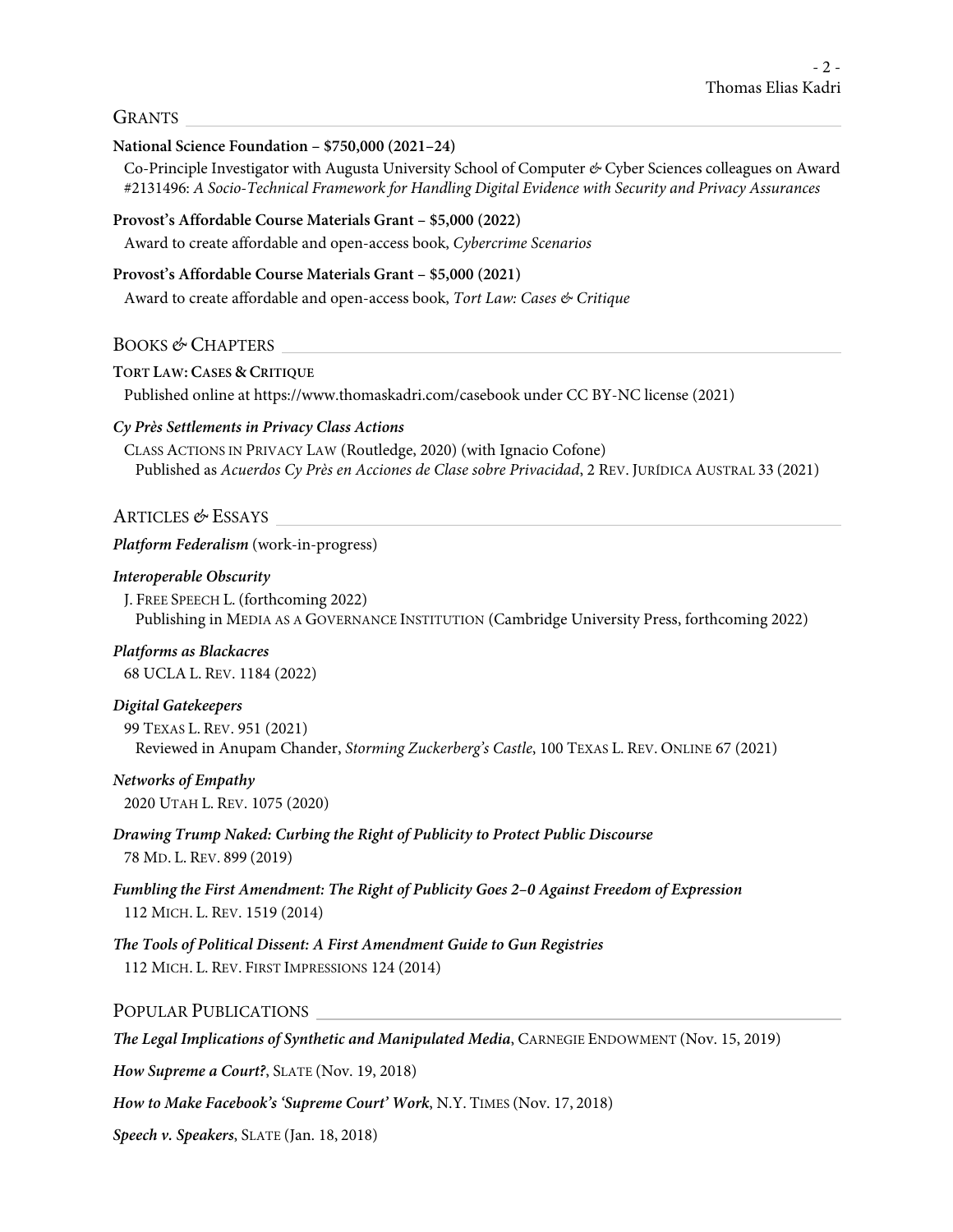## GRANTS

**National Science Foundation – $750,000 (2021–24)**

Co-Principle Investigator with Augusta University School of Computer & Cyber Sciences colleagues on Award #2131496: *A Socio-Technical Framework for Handling Digital Evidence with Security and Privacy Assurances*

**Provost's Affordable Course Materials Grant – $5,000 (2022)**

Award to create affordable and open-access book, *Cybercrime Scenarios*

**Provost's Affordable Course Materials Grant – $5,000 (2021)**

Award to create affordable and open-access book, *Tort Law: Cases & Critique*

## BOOKS & CHAPTERS

**TORT LAW: CASES & CRITIQUE**

Published online at https://www.thomaskadri.com/casebook under CC BY-NC license (2021)

***Cy Près Settlements in Privacy Class Actions***

CLASS ACTIONS IN PRIVACY LAW (Routledge, 2020) (with Ignacio Cofone)
Published as *Acuerdos Cy Près en Acciones de Clase sobre Privacidad*, 2 REV. JURÍDICA AUSTRAL 33 (2021)

## ARTICLES & ESSAYS

***Platform Federalism*** (work-in-progress)

***Interoperable Obscurity***

J. FREE SPEECH L. (forthcoming 2022)
Publishing in MEDIA AS A GOVERNANCE INSTITUTION (Cambridge University Press, forthcoming 2022)

***Platforms as Blackacres***

68 UCLA L. REV. 1184 (2022)

***Digital Gatekeepers***

99 TEXAS L. REV. 951 (2021)
Reviewed in Anupam Chander, *Storming Zuckerberg's Castle*, 100 TEXAS L. REV. ONLINE 67 (2021)

***Networks of Empathy***

2020 UTAH L. REV. 1075 (2020)

***Drawing Trump Naked: Curbing the Right of Publicity to Protect Public Discourse***

78 MD. L. REV. 899 (2019)

***Fumbling the First Amendment: The Right of Publicity Goes 2–0 Against Freedom of Expression***

112 MICH. L. REV. 1519 (2014)

***The Tools of Political Dissent: A First Amendment Guide to Gun Registries***

112 MICH. L. REV. FIRST IMPRESSIONS 124 (2014)

## POPULAR PUBLICATIONS

***The Legal Implications of Synthetic and Manipulated Media***, CARNEGIE ENDOWMENT (Nov. 15, 2019)

***How Supreme a Court?***, SLATE (Nov. 19, 2018)

***How to Make Facebook's 'Supreme Court' Work***, N.Y. TIMES (Nov. 17, 2018)

***Speech v. Speakers***, SLATE (Jan. 18, 2018)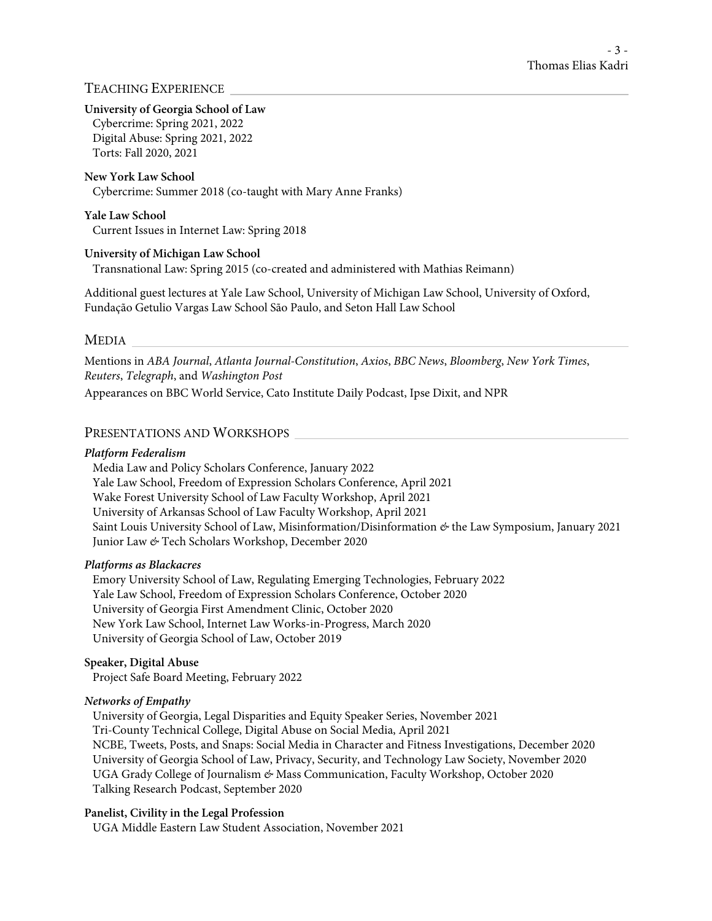## Teaching Experience

**University of Georgia School of Law**
Cybercrime: Spring 2021, 2022
Digital Abuse: Spring 2021, 2022
Torts: Fall 2020, 2021

**New York Law School**
Cybercrime: Summer 2018 (co-taught with Mary Anne Franks)

**Yale Law School**
Current Issues in Internet Law: Spring 2018

**University of Michigan Law School**
Transnational Law: Spring 2015 (co-created and administered with Mathias Reimann)

Additional guest lectures at Yale Law School, University of Michigan Law School, University of Oxford, Fundação Getulio Vargas Law School São Paulo, and Seton Hall Law School

## Media

Mentions in *ABA Journal*, *Atlanta Journal-Constitution*, *Axios*, *BBC News*, *Bloomberg*, *New York Times*, *Reuters*, *Telegraph*, and *Washington Post*

Appearances on BBC World Service, Cato Institute Daily Podcast, Ipse Dixit, and NPR

## Presentations and Workshops

***Platform Federalism***
Media Law and Policy Scholars Conference, January 2022
Yale Law School, Freedom of Expression Scholars Conference, April 2021
Wake Forest University School of Law Faculty Workshop, April 2021
University of Arkansas School of Law Faculty Workshop, April 2021
Saint Louis University School of Law, Misinformation/Disinformation & the Law Symposium, January 2021
Junior Law & Tech Scholars Workshop, December 2020

***Platforms as Blackacres***
Emory University School of Law, Regulating Emerging Technologies, February 2022
Yale Law School, Freedom of Expression Scholars Conference, October 2020
University of Georgia First Amendment Clinic, October 2020
New York Law School, Internet Law Works-in-Progress, March 2020
University of Georgia School of Law, October 2019

**Speaker, Digital Abuse**
Project Safe Board Meeting, February 2022

***Networks of Empathy***
University of Georgia, Legal Disparities and Equity Speaker Series, November 2021
Tri-County Technical College, Digital Abuse on Social Media, April 2021
NCBE, Tweets, Posts, and Snaps: Social Media in Character and Fitness Investigations, December 2020
University of Georgia School of Law, Privacy, Security, and Technology Law Society, November 2020
UGA Grady College of Journalism & Mass Communication, Faculty Workshop, October 2020
Talking Research Podcast, September 2020

**Panelist, Civility in the Legal Profession**
UGA Middle Eastern Law Student Association, November 2021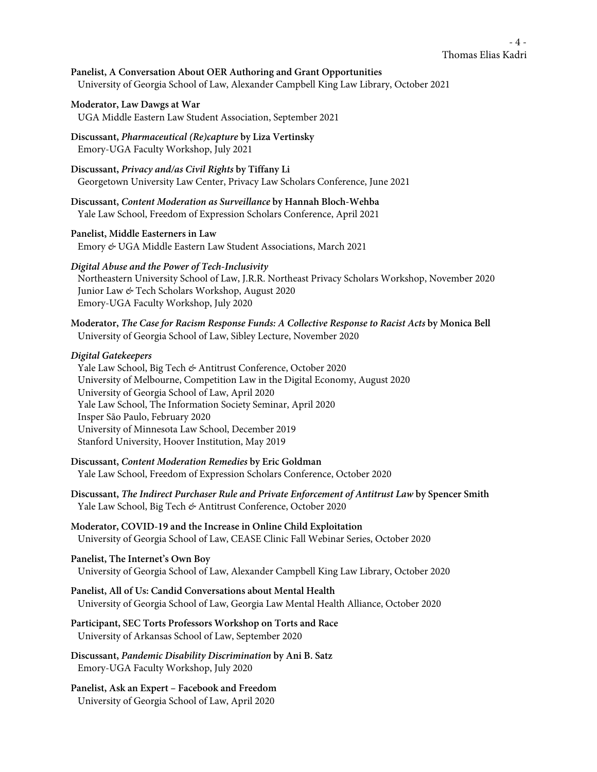**Panelist, A Conversation About OER Authoring and Grant Opportunities**
University of Georgia School of Law, Alexander Campbell King Law Library, October 2021

**Moderator, Law Dawgs at War**
UGA Middle Eastern Law Student Association, September 2021

**Discussant, *Pharmaceutical (Re)capture* by Liza Vertinsky**
Emory-UGA Faculty Workshop, July 2021

**Discussant, *Privacy and/as Civil Rights* by Tiffany Li**
Georgetown University Law Center, Privacy Law Scholars Conference, June 2021

**Discussant, *Content Moderation as Surveillance* by Hannah Bloch-Wehba**
Yale Law School, Freedom of Expression Scholars Conference, April 2021

**Panelist, Middle Easterners in Law**
Emory & UGA Middle Eastern Law Student Associations, March 2021

***Digital Abuse and the Power of Tech-Inclusivity***
Northeastern University School of Law, J.R.R. Northeast Privacy Scholars Workshop, November 2020
Junior Law & Tech Scholars Workshop, August 2020
Emory-UGA Faculty Workshop, July 2020

**Moderator, *The Case for Racism Response Funds: A Collective Response to Racist Acts* by Monica Bell**
University of Georgia School of Law, Sibley Lecture, November 2020

***Digital Gatekeepers***
Yale Law School, Big Tech & Antitrust Conference, October 2020
University of Melbourne, Competition Law in the Digital Economy, August 2020
University of Georgia School of Law, April 2020
Yale Law School, The Information Society Seminar, April 2020
Insper São Paulo, February 2020
University of Minnesota Law School, December 2019
Stanford University, Hoover Institution, May 2019

**Discussant, *Content Moderation Remedies* by Eric Goldman**
Yale Law School, Freedom of Expression Scholars Conference, October 2020

**Discussant, *The Indirect Purchaser Rule and Private Enforcement of Antitrust Law* by Spencer Smith**
Yale Law School, Big Tech & Antitrust Conference, October 2020

**Moderator, COVID-19 and the Increase in Online Child Exploitation**
University of Georgia School of Law, CEASE Clinic Fall Webinar Series, October 2020

**Panelist, The Internet's Own Boy**
University of Georgia School of Law, Alexander Campbell King Law Library, October 2020

**Panelist, All of Us: Candid Conversations about Mental Health**
University of Georgia School of Law, Georgia Law Mental Health Alliance, October 2020

**Participant, SEC Torts Professors Workshop on Torts and Race**
University of Arkansas School of Law, September 2020

**Discussant, *Pandemic Disability Discrimination* by Ani B. Satz**
Emory-UGA Faculty Workshop, July 2020

**Panelist, Ask an Expert – Facebook and Freedom**
University of Georgia School of Law, April 2020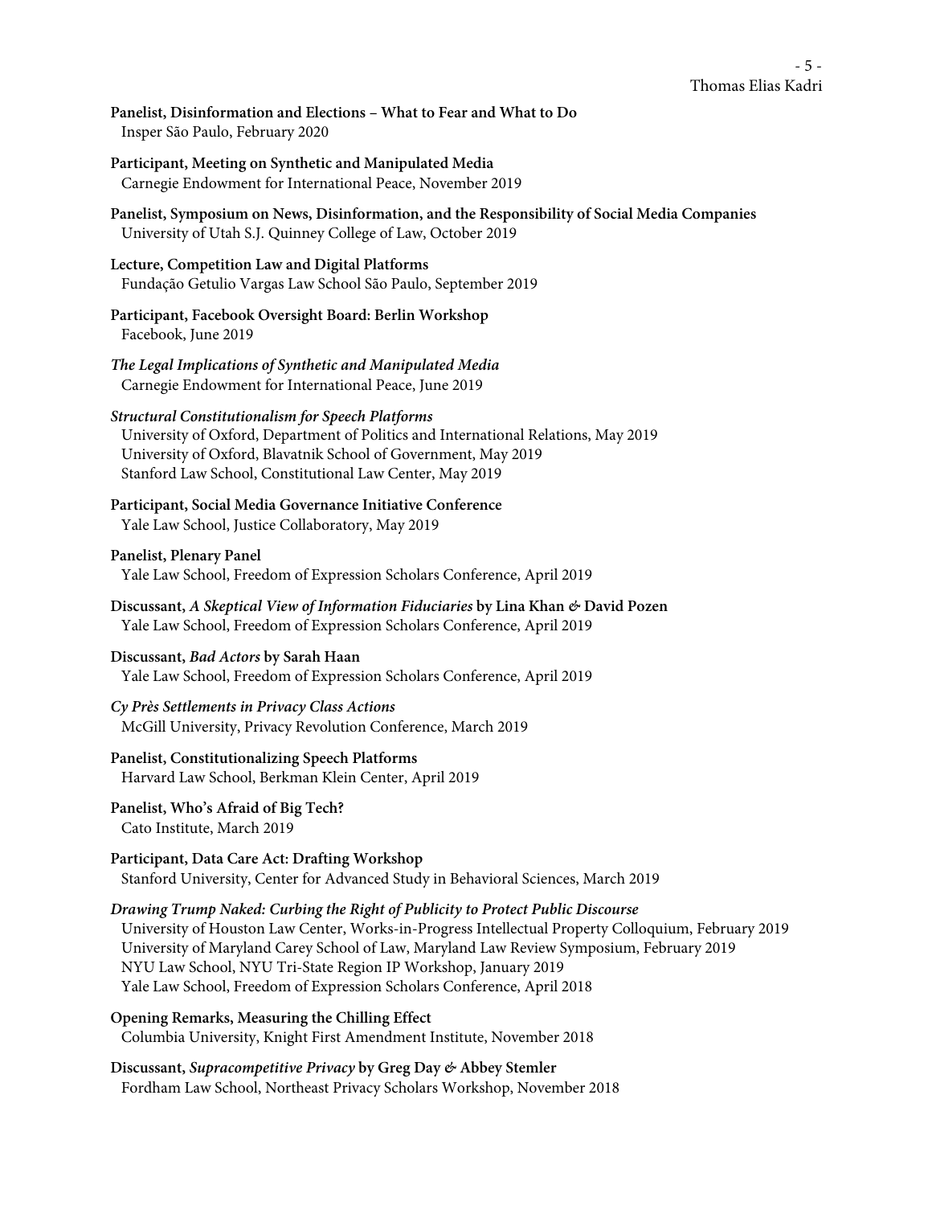**Panelist, Disinformation and Elections – What to Fear and What to Do**
Insper São Paulo, February 2020

**Participant, Meeting on Synthetic and Manipulated Media**
Carnegie Endowment for International Peace, November 2019

**Panelist, Symposium on News, Disinformation, and the Responsibility of Social Media Companies**
University of Utah S.J. Quinney College of Law, October 2019

**Lecture, Competition Law and Digital Platforms**
Fundação Getulio Vargas Law School São Paulo, September 2019

**Participant, Facebook Oversight Board: Berlin Workshop**
Facebook, June 2019

***The Legal Implications of Synthetic and Manipulated Media***
Carnegie Endowment for International Peace, June 2019

***Structural Constitutionalism for Speech Platforms***
University of Oxford, Department of Politics and International Relations, May 2019
University of Oxford, Blavatnik School of Government, May 2019
Stanford Law School, Constitutional Law Center, May 2019

**Participant, Social Media Governance Initiative Conference**
Yale Law School, Justice Collaboratory, May 2019

**Panelist, Plenary Panel**
Yale Law School, Freedom of Expression Scholars Conference, April 2019

**Discussant, *A Skeptical View of Information Fiduciaries* by Lina Khan & David Pozen**
Yale Law School, Freedom of Expression Scholars Conference, April 2019

**Discussant, *Bad Actors* by Sarah Haan**
Yale Law School, Freedom of Expression Scholars Conference, April 2019

***Cy Près Settlements in Privacy Class Actions***
McGill University, Privacy Revolution Conference, March 2019

**Panelist, Constitutionalizing Speech Platforms**
Harvard Law School, Berkman Klein Center, April 2019

**Panelist, Who's Afraid of Big Tech?**
Cato Institute, March 2019

**Participant, Data Care Act: Drafting Workshop**
Stanford University, Center for Advanced Study in Behavioral Sciences, March 2019

***Drawing Trump Naked: Curbing the Right of Publicity to Protect Public Discourse***
University of Houston Law Center, Works-in-Progress Intellectual Property Colloquium, February 2019
University of Maryland Carey School of Law, Maryland Law Review Symposium, February 2019
NYU Law School, NYU Tri-State Region IP Workshop, January 2019
Yale Law School, Freedom of Expression Scholars Conference, April 2018

**Opening Remarks, Measuring the Chilling Effect**
Columbia University, Knight First Amendment Institute, November 2018

**Discussant, *Supracompetitive Privacy* by Greg Day & Abbey Stemler**
Fordham Law School, Northeast Privacy Scholars Workshop, November 2018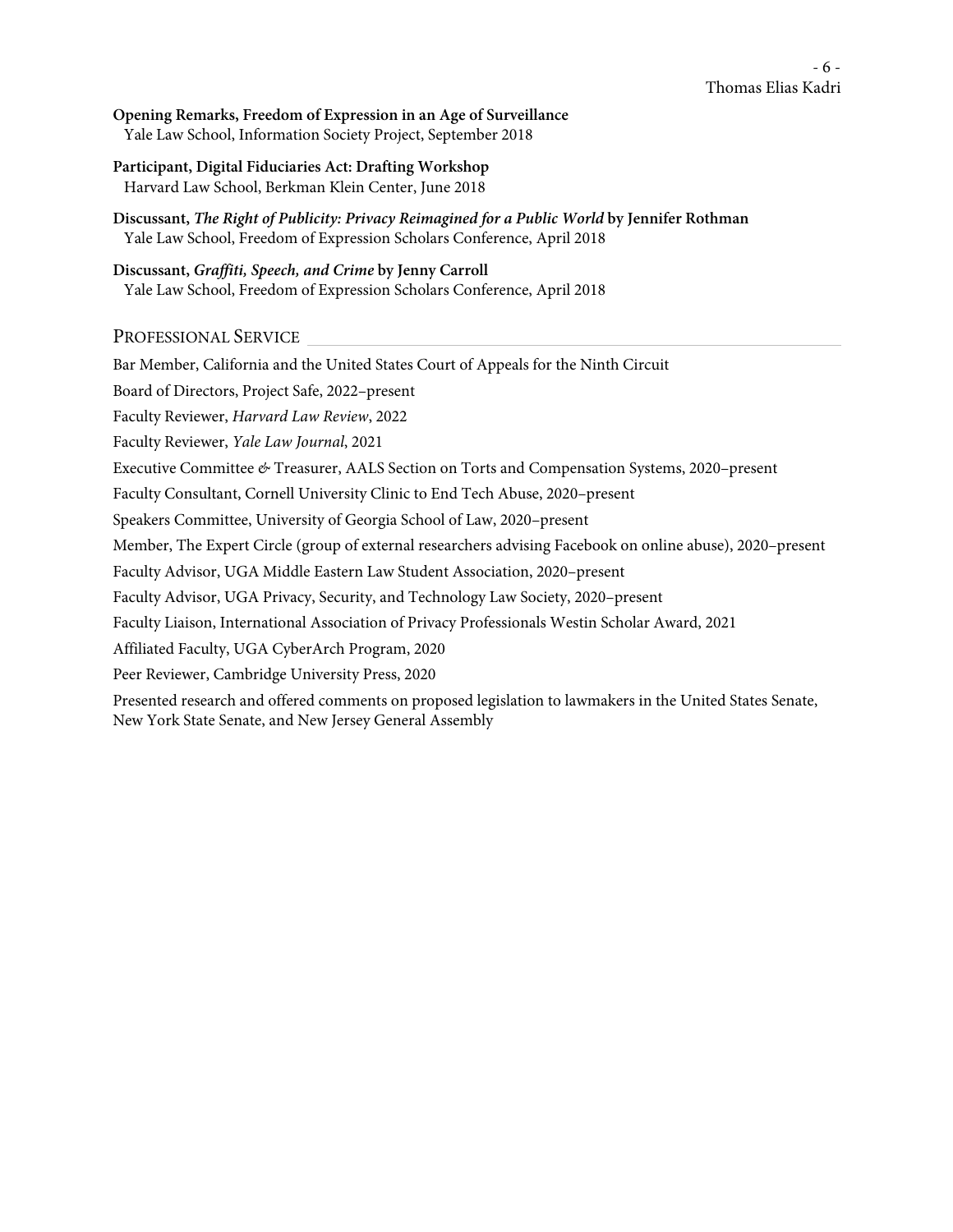**Opening Remarks, Freedom of Expression in an Age of Surveillance**
Yale Law School, Information Society Project, September 2018

**Participant, Digital Fiduciaries Act: Drafting Workshop**
Harvard Law School, Berkman Klein Center, June 2018

**Discussant, *The Right of Publicity: Privacy Reimagined for a Public World* by Jennifer Rothman**
Yale Law School, Freedom of Expression Scholars Conference, April 2018

**Discussant, *Graffiti, Speech, and Crime* by Jenny Carroll**
Yale Law School, Freedom of Expression Scholars Conference, April 2018

## PROFESSIONAL SERVICE

Bar Member, California and the United States Court of Appeals for the Ninth Circuit

Board of Directors, Project Safe, 2022–present

Faculty Reviewer, *Harvard Law Review*, 2022

Faculty Reviewer, *Yale Law Journal*, 2021

Executive Committee & Treasurer, AALS Section on Torts and Compensation Systems, 2020–present

Faculty Consultant, Cornell University Clinic to End Tech Abuse, 2020–present

Speakers Committee, University of Georgia School of Law, 2020–present

Member, The Expert Circle (group of external researchers advising Facebook on online abuse), 2020–present

Faculty Advisor, UGA Middle Eastern Law Student Association, 2020–present

Faculty Advisor, UGA Privacy, Security, and Technology Law Society, 2020–present

Faculty Liaison, International Association of Privacy Professionals Westin Scholar Award, 2021

Affiliated Faculty, UGA CyberArch Program, 2020

Peer Reviewer, Cambridge University Press, 2020

Presented research and offered comments on proposed legislation to lawmakers in the United States Senate, New York State Senate, and New Jersey General Assembly